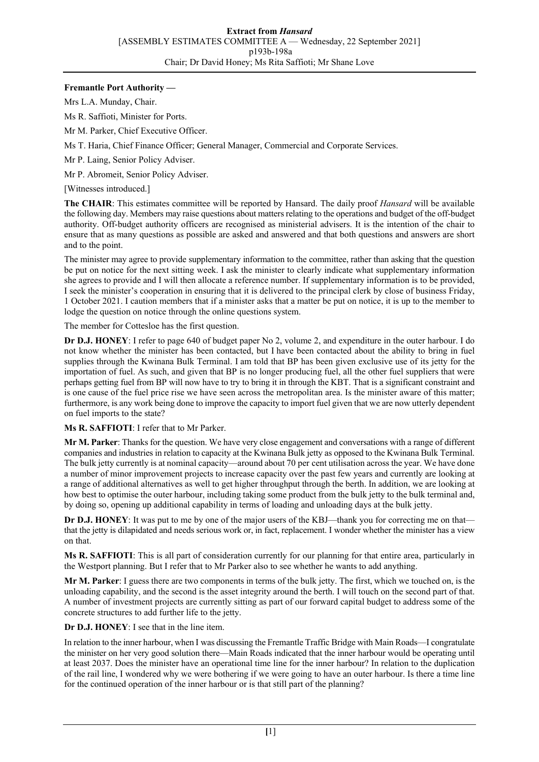**Fremantle Port Authority —**

Mrs L.A. Munday, Chair.

Ms R. Saffioti, Minister for Ports.

Mr M. Parker, Chief Executive Officer.

Ms T. Haria, Chief Finance Officer; General Manager, Commercial and Corporate Services.

Mr P. Laing, Senior Policy Adviser.

Mr P. Abromeit, Senior Policy Adviser.

[Witnesses introduced.]

**The CHAIR**: This estimates committee will be reported by Hansard. The daily proof *Hansard* will be available the following day. Members may raise questions about matters relating to the operations and budget of the off-budget authority. Off-budget authority officers are recognised as ministerial advisers. It is the intention of the chair to ensure that as many questions as possible are asked and answered and that both questions and answers are short and to the point.

The minister may agree to provide supplementary information to the committee, rather than asking that the question be put on notice for the next sitting week. I ask the minister to clearly indicate what supplementary information she agrees to provide and I will then allocate a reference number. If supplementary information is to be provided, I seek the minister's cooperation in ensuring that it is delivered to the principal clerk by close of business Friday, 1 October 2021. I caution members that if a minister asks that a matter be put on notice, it is up to the member to lodge the question on notice through the online questions system.

The member for Cottesloe has the first question.

**Dr D.J. HONEY**: I refer to page 640 of budget paper No 2, volume 2, and expenditure in the outer harbour. I do not know whether the minister has been contacted, but I have been contacted about the ability to bring in fuel supplies through the Kwinana Bulk Terminal. I am told that BP has been given exclusive use of its jetty for the importation of fuel. As such, and given that BP is no longer producing fuel, all the other fuel suppliers that were perhaps getting fuel from BP will now have to try to bring it in through the KBT. That is a significant constraint and is one cause of the fuel price rise we have seen across the metropolitan area. Is the minister aware of this matter; furthermore, is any work being done to improve the capacity to import fuel given that we are now utterly dependent on fuel imports to the state?

**Ms R. SAFFIOTI**: I refer that to Mr Parker.

**Mr M. Parker**: Thanks for the question. We have very close engagement and conversations with a range of different companies and industries in relation to capacity at the Kwinana Bulk jetty as opposed to the Kwinana Bulk Terminal. The bulk jetty currently is at nominal capacity—around about 70 per cent utilisation across the year. We have done a number of minor improvement projects to increase capacity over the past few years and currently are looking at a range of additional alternatives as well to get higher throughput through the berth. In addition, we are looking at how best to optimise the outer harbour, including taking some product from the bulk jetty to the bulk terminal and, by doing so, opening up additional capability in terms of loading and unloading days at the bulk jetty.

**Dr D.J. HONEY**: It was put to me by one of the major users of the KBJ—thank you for correcting me on that—that the jetty is dilapidated and needs serious work or, in fact, replacement. I wonder whether the minister has a view on that.

**Ms R. SAFFIOTI**: This is all part of consideration currently for our planning for that entire area, particularly in the Westport planning. But I refer that to Mr Parker also to see whether he wants to add anything.

**Mr M. Parker**: I guess there are two components in terms of the bulk jetty. The first, which we touched on, is the unloading capability, and the second is the asset integrity around the berth. I will touch on the second part of that. A number of investment projects are currently sitting as part of our forward capital budget to address some of the concrete structures to add further life to the jetty.

**Dr D.J. HONEY**: I see that in the line item.

In relation to the inner harbour, when I was discussing the Fremantle Traffic Bridge with Main Roads—I congratulate the minister on her very good solution there—Main Roads indicated that the inner harbour would be operating until at least 2037. Does the minister have an operational time line for the inner harbour? In relation to the duplication of the rail line, I wondered why we were bothering if we were going to have an outer harbour. Is there a time line for the continued operation of the inner harbour or is that still part of the planning?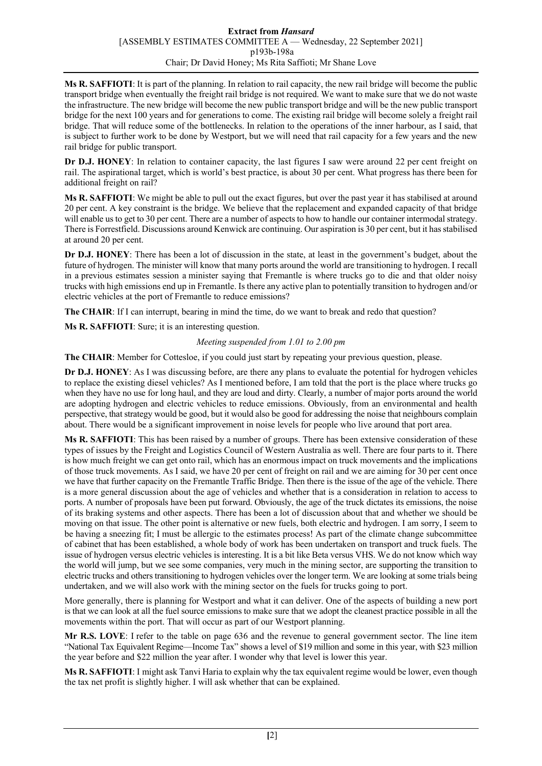**Ms R. SAFFIOTI**: It is part of the planning. In relation to rail capacity, the new rail bridge will become the public transport bridge when eventually the freight rail bridge is not required. We want to make sure that we do not waste the infrastructure. The new bridge will become the new public transport bridge and will be the new public transport bridge for the next 100 years and for generations to come. The existing rail bridge will become solely a freight rail bridge. That will reduce some of the bottlenecks. In relation to the operations of the inner harbour, as I said, that is subject to further work to be done by Westport, but we will need that rail capacity for a few years and the new rail bridge for public transport.

**Dr D.J. HONEY**: In relation to container capacity, the last figures I saw were around 22 per cent freight on rail. The aspirational target, which is world's best practice, is about 30 per cent. What progress has there been for additional freight on rail?

**Ms R. SAFFIOTI**: We might be able to pull out the exact figures, but over the past year it has stabilised at around 20 per cent. A key constraint is the bridge. We believe that the replacement and expanded capacity of that bridge will enable us to get to 30 per cent. There are a number of aspects to how to handle our container intermodal strategy. There is Forrestfield. Discussions around Kenwick are continuing. Our aspiration is 30 per cent, but it has stabilised at around 20 per cent.

**Dr D.J. HONEY**: There has been a lot of discussion in the state, at least in the government's budget, about the future of hydrogen. The minister will know that many ports around the world are transitioning to hydrogen. I recall in a previous estimates session a minister saying that Fremantle is where trucks go to die and that older noisy trucks with high emissions end up in Fremantle. Is there any active plan to potentially transition to hydrogen and/or electric vehicles at the port of Fremantle to reduce emissions?

**The CHAIR**: If I can interrupt, bearing in mind the time, do we want to break and redo that question?

**Ms R. SAFFIOTI**: Sure; it is an interesting question.

*Meeting suspended from 1.01 to 2.00 pm*

**The CHAIR**: Member for Cottesloe, if you could just start by repeating your previous question, please.

**Dr D.J. HONEY**: As I was discussing before, are there any plans to evaluate the potential for hydrogen vehicles to replace the existing diesel vehicles? As I mentioned before, I am told that the port is the place where trucks go when they have no use for long haul, and they are loud and dirty. Clearly, a number of major ports around the world are adopting hydrogen and electric vehicles to reduce emissions. Obviously, from an environmental and health perspective, that strategy would be good, but it would also be good for addressing the noise that neighbours complain about. There would be a significant improvement in noise levels for people who live around that port area.

**Ms R. SAFFIOTI**: This has been raised by a number of groups. There has been extensive consideration of these types of issues by the Freight and Logistics Council of Western Australia as well. There are four parts to it. There is how much freight we can get onto rail, which has an enormous impact on truck movements and the implications of those truck movements. As I said, we have 20 per cent of freight on rail and we are aiming for 30 per cent once we have that further capacity on the Fremantle Traffic Bridge. Then there is the issue of the age of the vehicle. There is a more general discussion about the age of vehicles and whether that is a consideration in relation to access to ports. A number of proposals have been put forward. Obviously, the age of the truck dictates its emissions, the noise of its braking systems and other aspects. There has been a lot of discussion about that and whether we should be moving on that issue. The other point is alternative or new fuels, both electric and hydrogen. I am sorry, I seem to be having a sneezing fit; I must be allergic to the estimates process! As part of the climate change subcommittee of cabinet that has been established, a whole body of work has been undertaken on transport and truck fuels. The issue of hydrogen versus electric vehicles is interesting. It is a bit like Beta versus VHS. We do not know which way the world will jump, but we see some companies, very much in the mining sector, are supporting the transition to electric trucks and others transitioning to hydrogen vehicles over the longer term. We are looking at some trials being undertaken, and we will also work with the mining sector on the fuels for trucks going to port.

More generally, there is planning for Westport and what it can deliver. One of the aspects of building a new port is that we can look at all the fuel source emissions to make sure that we adopt the cleanest practice possible in all the movements within the port. That will occur as part of our Westport planning.

**Mr R.S. LOVE**: I refer to the table on page 636 and the revenue to general government sector. The line item "National Tax Equivalent Regime—Income Tax" shows a level of $19 million and some in this year, with $23 million the year before and $22 million the year after. I wonder why that level is lower this year.

**Ms R. SAFFIOTI**: I might ask Tanvi Haria to explain why the tax equivalent regime would be lower, even though the tax net profit is slightly higher. I will ask whether that can be explained.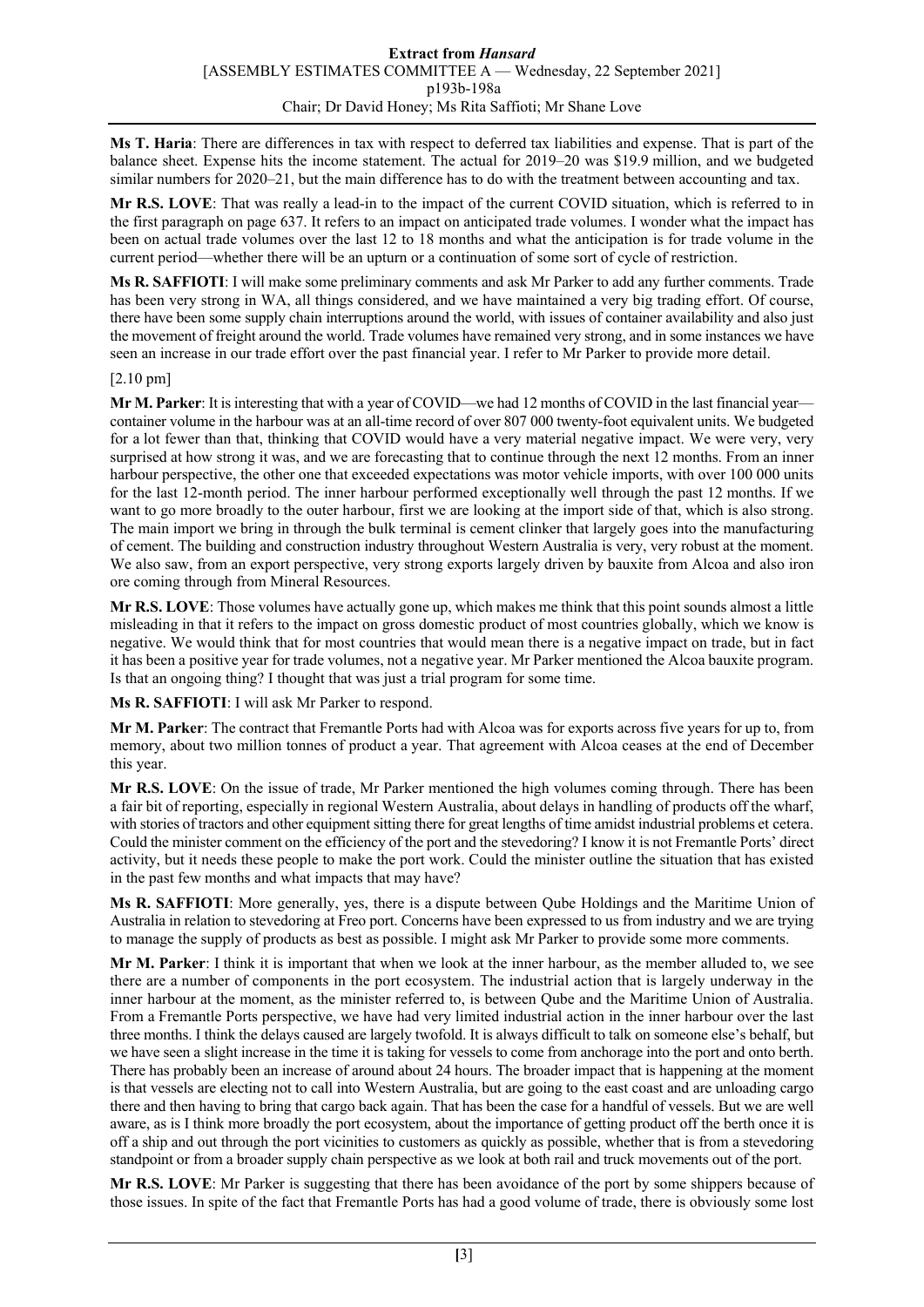**Ms T. Haria**: There are differences in tax with respect to deferred tax liabilities and expense. That is part of the balance sheet. Expense hits the income statement. The actual for 2019–20 was $19.9 million, and we budgeted similar numbers for 2020–21, but the main difference has to do with the treatment between accounting and tax.

**Mr R.S. LOVE**: That was really a lead-in to the impact of the current COVID situation, which is referred to in the first paragraph on page 637. It refers to an impact on anticipated trade volumes. I wonder what the impact has been on actual trade volumes over the last 12 to 18 months and what the anticipation is for trade volume in the current period—whether there will be an upturn or a continuation of some sort of cycle of restriction.

**Ms R. SAFFIOTI**: I will make some preliminary comments and ask Mr Parker to add any further comments. Trade has been very strong in WA, all things considered, and we have maintained a very big trading effort. Of course, there have been some supply chain interruptions around the world, with issues of container availability and also just the movement of freight around the world. Trade volumes have remained very strong, and in some instances we have seen an increase in our trade effort over the past financial year. I refer to Mr Parker to provide more detail.

[2.10 pm]

**Mr M. Parker**: It is interesting that with a year of COVID—we had 12 months of COVID in the last financial year—container volume in the harbour was at an all-time record of over 807 000 twenty-foot equivalent units. We budgeted for a lot fewer than that, thinking that COVID would have a very material negative impact. We were very, very surprised at how strong it was, and we are forecasting that to continue through the next 12 months. From an inner harbour perspective, the other one that exceeded expectations was motor vehicle imports, with over 100 000 units for the last 12-month period. The inner harbour performed exceptionally well through the past 12 months. If we want to go more broadly to the outer harbour, first we are looking at the import side of that, which is also strong. The main import we bring in through the bulk terminal is cement clinker that largely goes into the manufacturing of cement. The building and construction industry throughout Western Australia is very, very robust at the moment. We also saw, from an export perspective, very strong exports largely driven by bauxite from Alcoa and also iron ore coming through from Mineral Resources.

**Mr R.S. LOVE**: Those volumes have actually gone up, which makes me think that this point sounds almost a little misleading in that it refers to the impact on gross domestic product of most countries globally, which we know is negative. We would think that for most countries that would mean there is a negative impact on trade, but in fact it has been a positive year for trade volumes, not a negative year. Mr Parker mentioned the Alcoa bauxite program. Is that an ongoing thing? I thought that was just a trial program for some time.

**Ms R. SAFFIOTI**: I will ask Mr Parker to respond.

**Mr M. Parker**: The contract that Fremantle Ports had with Alcoa was for exports across five years for up to, from memory, about two million tonnes of product a year. That agreement with Alcoa ceases at the end of December this year.

**Mr R.S. LOVE**: On the issue of trade, Mr Parker mentioned the high volumes coming through. There has been a fair bit of reporting, especially in regional Western Australia, about delays in handling of products off the wharf, with stories of tractors and other equipment sitting there for great lengths of time amidst industrial problems et cetera. Could the minister comment on the efficiency of the port and the stevedoring? I know it is not Fremantle Ports' direct activity, but it needs these people to make the port work. Could the minister outline the situation that has existed in the past few months and what impacts that may have?

**Ms R. SAFFIOTI**: More generally, yes, there is a dispute between Qube Holdings and the Maritime Union of Australia in relation to stevedoring at Freo port. Concerns have been expressed to us from industry and we are trying to manage the supply of products as best as possible. I might ask Mr Parker to provide some more comments.

**Mr M. Parker**: I think it is important that when we look at the inner harbour, as the member alluded to, we see there are a number of components in the port ecosystem. The industrial action that is largely underway in the inner harbour at the moment, as the minister referred to, is between Qube and the Maritime Union of Australia. From a Fremantle Ports perspective, we have had very limited industrial action in the inner harbour over the last three months. I think the delays caused are largely twofold. It is always difficult to talk on someone else's behalf, but we have seen a slight increase in the time it is taking for vessels to come from anchorage into the port and onto berth. There has probably been an increase of around about 24 hours. The broader impact that is happening at the moment is that vessels are electing not to call into Western Australia, but are going to the east coast and are unloading cargo there and then having to bring that cargo back again. That has been the case for a handful of vessels. But we are well aware, as is I think more broadly the port ecosystem, about the importance of getting product off the berth once it is off a ship and out through the port vicinities to customers as quickly as possible, whether that is from a stevedoring standpoint or from a broader supply chain perspective as we look at both rail and truck movements out of the port.

**Mr R.S. LOVE**: Mr Parker is suggesting that there has been avoidance of the port by some shippers because of those issues. In spite of the fact that Fremantle Ports has had a good volume of trade, there is obviously some lost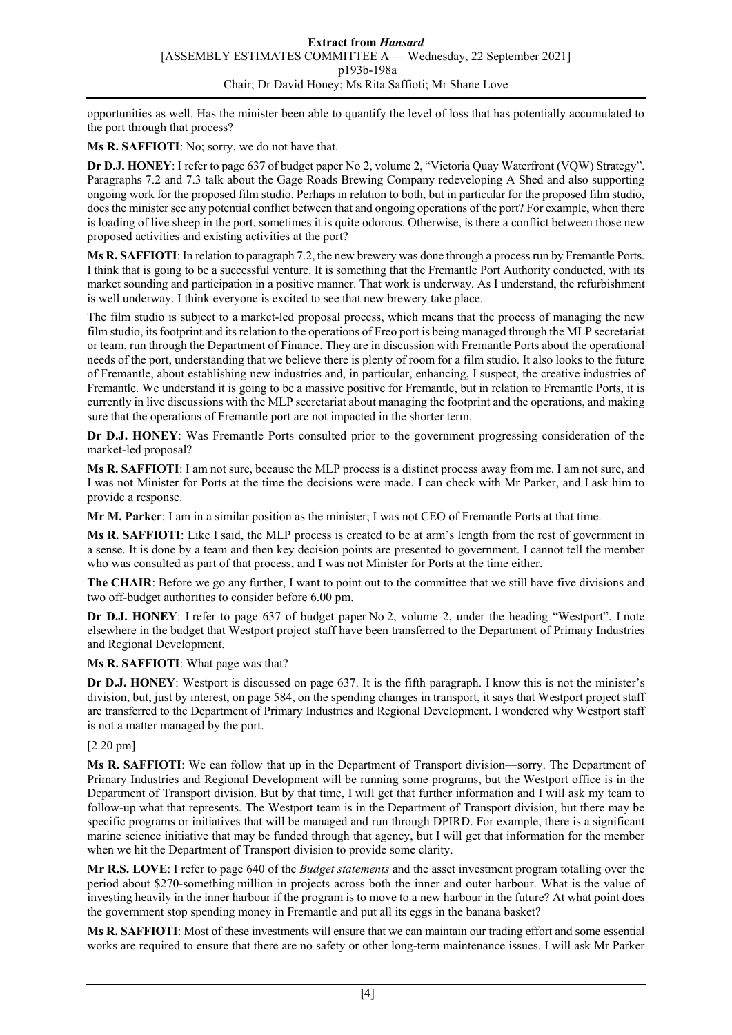opportunities as well. Has the minister been able to quantify the level of loss that has potentially accumulated to the port through that process?

**Ms R. SAFFIOTI**: No; sorry, we do not have that.

**Dr D.J. HONEY**: I refer to page 637 of budget paper No 2, volume 2, "Victoria Quay Waterfront (VQW) Strategy". Paragraphs 7.2 and 7.3 talk about the Gage Roads Brewing Company redeveloping A Shed and also supporting ongoing work for the proposed film studio. Perhaps in relation to both, but in particular for the proposed film studio, does the minister see any potential conflict between that and ongoing operations of the port? For example, when there is loading of live sheep in the port, sometimes it is quite odorous. Otherwise, is there a conflict between those new proposed activities and existing activities at the port?

**Ms R. SAFFIOTI**: In relation to paragraph 7.2, the new brewery was done through a process run by Fremantle Ports. I think that is going to be a successful venture. It is something that the Fremantle Port Authority conducted, with its market sounding and participation in a positive manner. That work is underway. As I understand, the refurbishment is well underway. I think everyone is excited to see that new brewery take place.

The film studio is subject to a market-led proposal process, which means that the process of managing the new film studio, its footprint and its relation to the operations of Freo port is being managed through the MLP secretariat or team, run through the Department of Finance. They are in discussion with Fremantle Ports about the operational needs of the port, understanding that we believe there is plenty of room for a film studio. It also looks to the future of Fremantle, about establishing new industries and, in particular, enhancing, I suspect, the creative industries of Fremantle. We understand it is going to be a massive positive for Fremantle, but in relation to Fremantle Ports, it is currently in live discussions with the MLP secretariat about managing the footprint and the operations, and making sure that the operations of Fremantle port are not impacted in the shorter term.

**Dr D.J. HONEY**: Was Fremantle Ports consulted prior to the government progressing consideration of the market-led proposal?

**Ms R. SAFFIOTI**: I am not sure, because the MLP process is a distinct process away from me. I am not sure, and I was not Minister for Ports at the time the decisions were made. I can check with Mr Parker, and I ask him to provide a response.

**Mr M. Parker**: I am in a similar position as the minister; I was not CEO of Fremantle Ports at that time.

**Ms R. SAFFIOTI**: Like I said, the MLP process is created to be at arm's length from the rest of government in a sense. It is done by a team and then key decision points are presented to government. I cannot tell the member who was consulted as part of that process, and I was not Minister for Ports at the time either.

**The CHAIR**: Before we go any further, I want to point out to the committee that we still have five divisions and two off-budget authorities to consider before 6.00 pm.

**Dr D.J. HONEY**: I refer to page 637 of budget paper No 2, volume 2, under the heading "Westport". I note elsewhere in the budget that Westport project staff have been transferred to the Department of Primary Industries and Regional Development.

**Ms R. SAFFIOTI**: What page was that?

**Dr D.J. HONEY**: Westport is discussed on page 637. It is the fifth paragraph. I know this is not the minister's division, but, just by interest, on page 584, on the spending changes in transport, it says that Westport project staff are transferred to the Department of Primary Industries and Regional Development. I wondered why Westport staff is not a matter managed by the port.

[2.20 pm]

**Ms R. SAFFIOTI**: We can follow that up in the Department of Transport division—sorry. The Department of Primary Industries and Regional Development will be running some programs, but the Westport office is in the Department of Transport division. But by that time, I will get that further information and I will ask my team to follow-up what that represents. The Westport team is in the Department of Transport division, but there may be specific programs or initiatives that will be managed and run through DPIRD. For example, there is a significant marine science initiative that may be funded through that agency, but I will get that information for the member when we hit the Department of Transport division to provide some clarity.

**Mr R.S. LOVE**: I refer to page 640 of the *Budget statements* and the asset investment program totalling over the period about $270-something million in projects across both the inner and outer harbour. What is the value of investing heavily in the inner harbour if the program is to move to a new harbour in the future? At what point does the government stop spending money in Fremantle and put all its eggs in the banana basket?

**Ms R. SAFFIOTI**: Most of these investments will ensure that we can maintain our trading effort and some essential works are required to ensure that there are no safety or other long-term maintenance issues. I will ask Mr Parker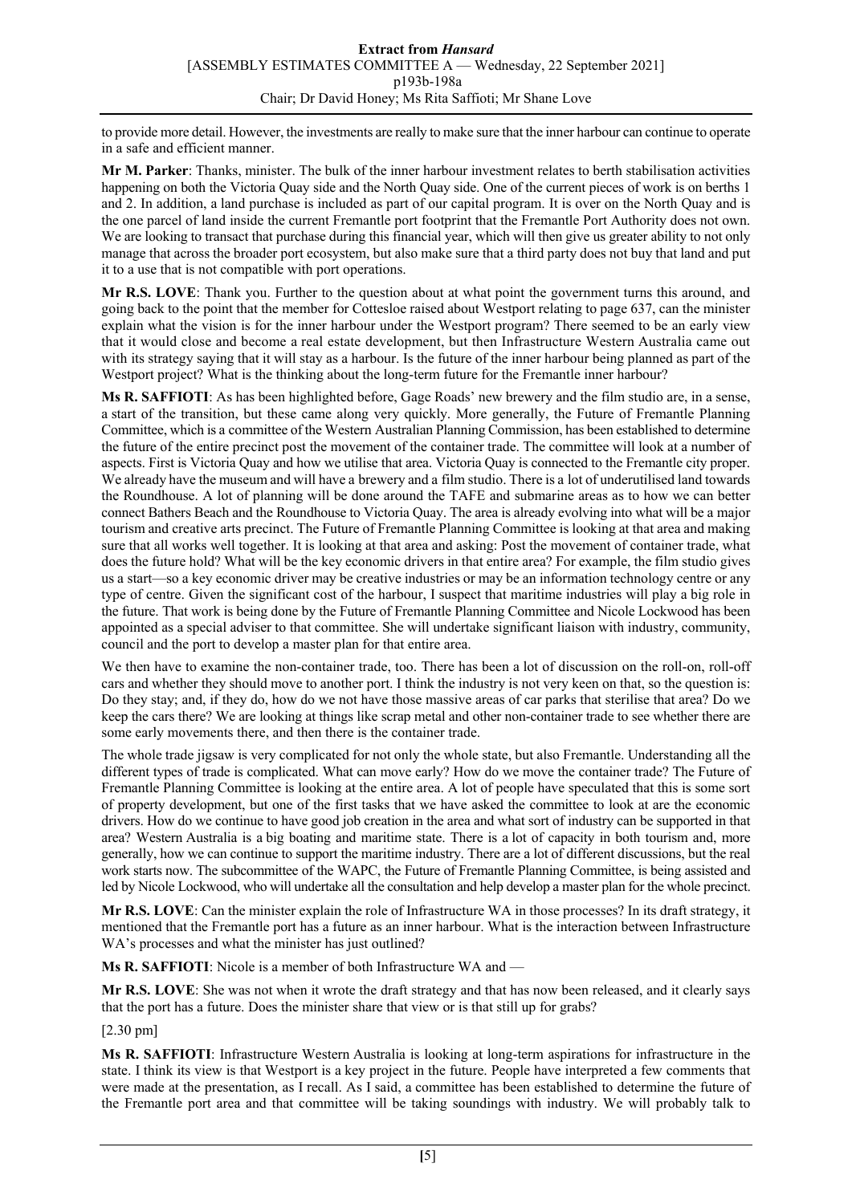to provide more detail. However, the investments are really to make sure that the inner harbour can continue to operate in a safe and efficient manner.

**Mr M. Parker**: Thanks, minister. The bulk of the inner harbour investment relates to berth stabilisation activities happening on both the Victoria Quay side and the North Quay side. One of the current pieces of work is on berths 1 and 2. In addition, a land purchase is included as part of our capital program. It is over on the North Quay and is the one parcel of land inside the current Fremantle port footprint that the Fremantle Port Authority does not own. We are looking to transact that purchase during this financial year, which will then give us greater ability to not only manage that across the broader port ecosystem, but also make sure that a third party does not buy that land and put it to a use that is not compatible with port operations.

**Mr R.S. LOVE**: Thank you. Further to the question about at what point the government turns this around, and going back to the point that the member for Cottesloe raised about Westport relating to page 637, can the minister explain what the vision is for the inner harbour under the Westport program? There seemed to be an early view that it would close and become a real estate development, but then Infrastructure Western Australia came out with its strategy saying that it will stay as a harbour. Is the future of the inner harbour being planned as part of the Westport project? What is the thinking about the long-term future for the Fremantle inner harbour?

**Ms R. SAFFIOTI**: As has been highlighted before, Gage Roads' new brewery and the film studio are, in a sense, a start of the transition, but these came along very quickly. More generally, the Future of Fremantle Planning Committee, which is a committee of the Western Australian Planning Commission, has been established to determine the future of the entire precinct post the movement of the container trade. The committee will look at a number of aspects. First is Victoria Quay and how we utilise that area. Victoria Quay is connected to the Fremantle city proper. We already have the museum and will have a brewery and a film studio. There is a lot of underutilised land towards the Roundhouse. A lot of planning will be done around the TAFE and submarine areas as to how we can better connect Bathers Beach and the Roundhouse to Victoria Quay. The area is already evolving into what will be a major tourism and creative arts precinct. The Future of Fremantle Planning Committee is looking at that area and making sure that all works well together. It is looking at that area and asking: Post the movement of container trade, what does the future hold? What will be the key economic drivers in that entire area? For example, the film studio gives us a start—so a key economic driver may be creative industries or may be an information technology centre or any type of centre. Given the significant cost of the harbour, I suspect that maritime industries will play a big role in the future. That work is being done by the Future of Fremantle Planning Committee and Nicole Lockwood has been appointed as a special adviser to that committee. She will undertake significant liaison with industry, community, council and the port to develop a master plan for that entire area.

We then have to examine the non-container trade, too. There has been a lot of discussion on the roll-on, roll-off cars and whether they should move to another port. I think the industry is not very keen on that, so the question is: Do they stay; and, if they do, how do we not have those massive areas of car parks that sterilise that area? Do we keep the cars there? We are looking at things like scrap metal and other non-container trade to see whether there are some early movements there, and then there is the container trade.

The whole trade jigsaw is very complicated for not only the whole state, but also Fremantle. Understanding all the different types of trade is complicated. What can move early? How do we move the container trade? The Future of Fremantle Planning Committee is looking at the entire area. A lot of people have speculated that this is some sort of property development, but one of the first tasks that we have asked the committee to look at are the economic drivers. How do we continue to have good job creation in the area and what sort of industry can be supported in that area? Western Australia is a big boating and maritime state. There is a lot of capacity in both tourism and, more generally, how we can continue to support the maritime industry. There are a lot of different discussions, but the real work starts now. The subcommittee of the WAPC, the Future of Fremantle Planning Committee, is being assisted and led by Nicole Lockwood, who will undertake all the consultation and help develop a master plan for the whole precinct.

**Mr R.S. LOVE**: Can the minister explain the role of Infrastructure WA in those processes? In its draft strategy, it mentioned that the Fremantle port has a future as an inner harbour. What is the interaction between Infrastructure WA's processes and what the minister has just outlined?

**Ms R. SAFFIOTI**: Nicole is a member of both Infrastructure WA and —

**Mr R.S. LOVE**: She was not when it wrote the draft strategy and that has now been released, and it clearly says that the port has a future. Does the minister share that view or is that still up for grabs?

[2.30 pm]

**Ms R. SAFFIOTI**: Infrastructure Western Australia is looking at long-term aspirations for infrastructure in the state. I think its view is that Westport is a key project in the future. People have interpreted a few comments that were made at the presentation, as I recall. As I said, a committee has been established to determine the future of the Fremantle port area and that committee will be taking soundings with industry. We will probably talk to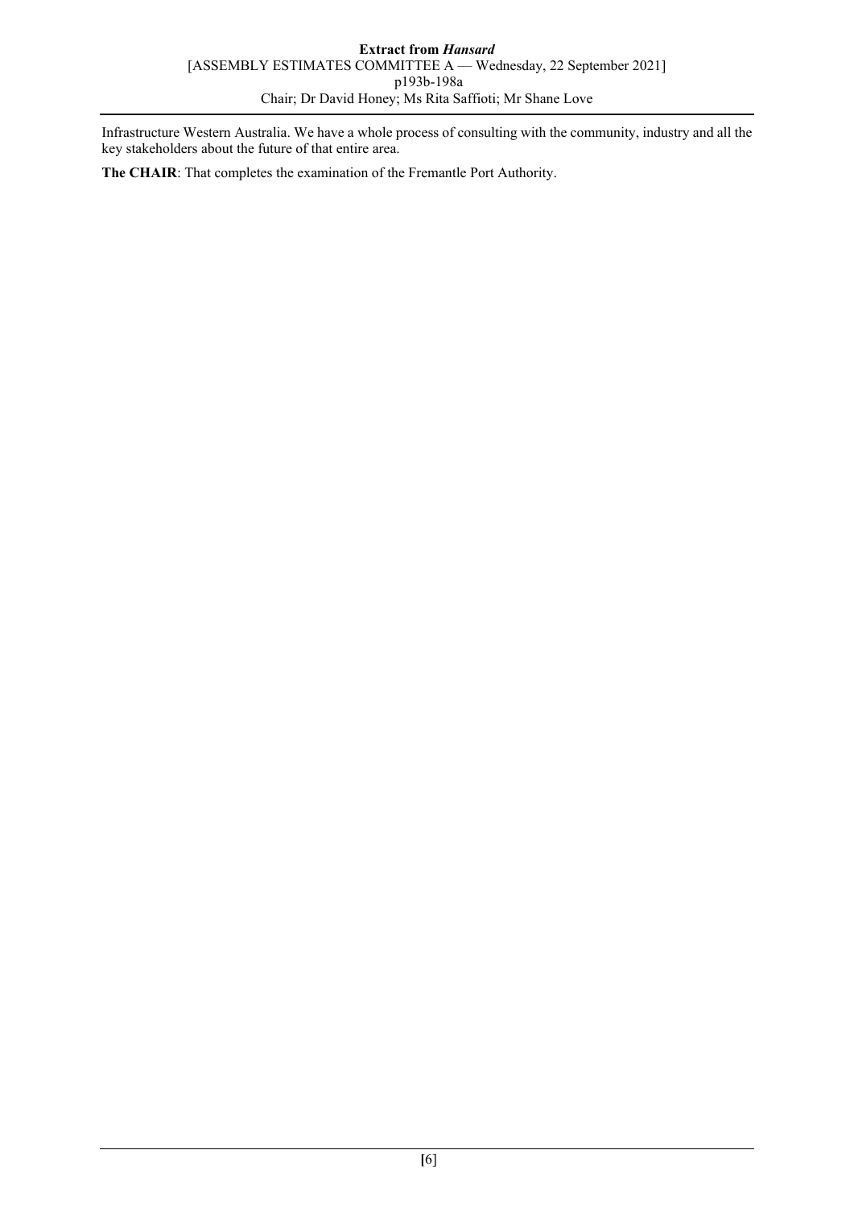Infrastructure Western Australia. We have a whole process of consulting with the community, industry and all the key stakeholders about the future of that entire area.

**The CHAIR**: That completes the examination of the Fremantle Port Authority.